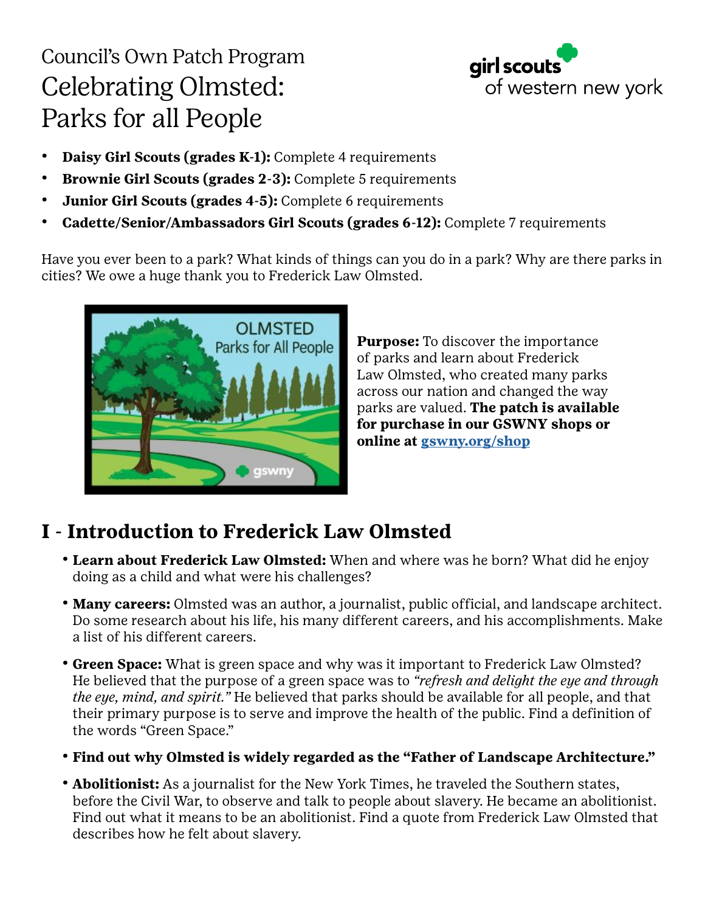Council's Own Patch Program

# Celebrating Olmsted: Parks for all People

girl scouts of western new york

- **Daisy Girl Scouts (grades K-1):** Complete 4 requirements
- **Brownie Girl Scouts (grades 2-3):** Complete 5 requirements
- **Junior Girl Scouts (grades 4-5):** Complete 6 requirements
- **Cadette/Senior/Ambassadors Girl Scouts (grades 6-12):** Complete 7 requirements

Have you ever been to a park? What kinds of things can you do in a park? Why are there parks in cities? We owe a huge thank you to Frederick Law Olmsted.

**Purpose:** To discover the importance of parks and learn about Frederick Law Olmsted, who created many parks across our nation and changed the way parks are valued. **The patch is available for purchase in our GSWNY shops or online at [gswny.org/shop](gswny.org/shop)**

## I - Introduction to Frederick Law Olmsted

- **Learn about Frederick Law Olmsted:** When and where was he born? What did he enjoy doing as a child and what were his challenges?
- **Many careers:** Olmsted was an author, a journalist, public official, and landscape architect. Do some research about his life, his many different careers, and his accomplishments. Make a list of his different careers.
- **Green Space:** What is green space and why was it important to Frederick Law Olmsted? He believed that the purpose of a green space was to *"refresh and delight the eye and through the eye, mind, and spirit."* He believed that parks should be available for all people, and that their primary purpose is to serve and improve the health of the public. Find a definition of the words "Green Space."
- **Find out why Olmsted is widely regarded as the "Father of Landscape Architecture."**
- **Abolitionist:** As a journalist for the New York Times, he traveled the Southern states, before the Civil War, to observe and talk to people about slavery. He became an abolitionist. Find out what it means to be an abolitionist. Find a quote from Frederick Law Olmsted that describes how he felt about slavery.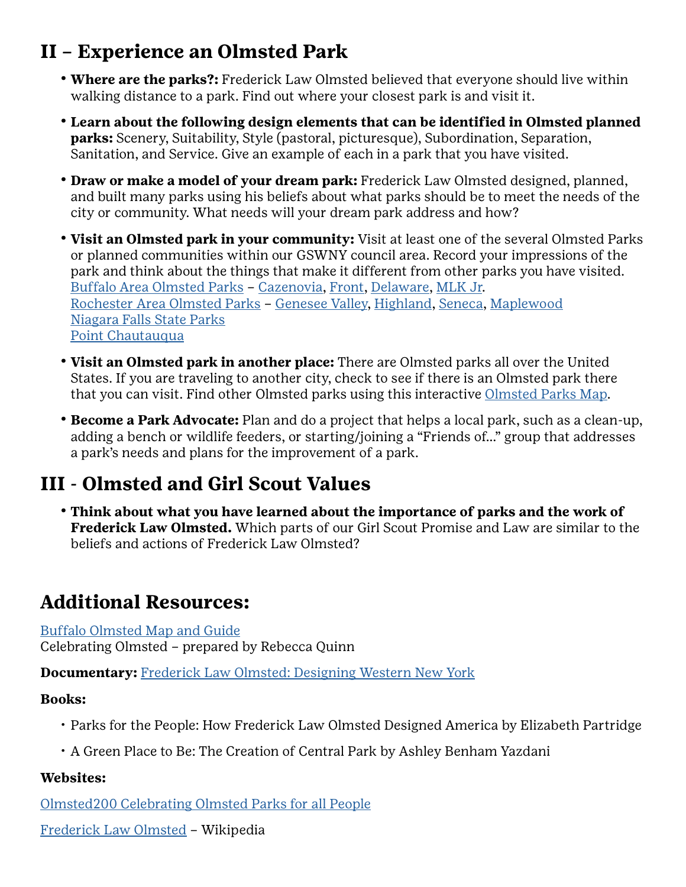## II – Experience an Olmsted Park

- **Where are the parks?:** Frederick Law Olmsted believed that everyone should live within walking distance to a park. Find out where your closest park is and visit it.
- **Learn about the following design elements that can be identified in Olmsted planned parks:** Scenery, Suitability, Style (pastoral, picturesque), Subordination, Separation, Sanitation, and Service. Give an example of each in a park that you have visited.
- **Draw or make a model of your dream park:** Frederick Law Olmsted designed, planned, and built many parks using his beliefs about what parks should be to meet the needs of the city or community. What needs will your dream park address and how?
- **Visit an Olmsted park in your community:** Visit at least one of the several Olmsted Parks or planned communities within our GSWNY council area. Record your impressions of the park and think about the things that make it different from other parks you have visited.
  Buffalo Area Olmsted Parks – Cazenovia, Front, Delaware, MLK Jr.
  Rochester Area Olmsted Parks – Genesee Valley, Highland, Seneca, Maplewood
  Niagara Falls State Parks
  Point Chautauqua
- **Visit an Olmsted park in another place:** There are Olmsted parks all over the United States. If you are traveling to another city, check to see if there is an Olmsted park there that you can visit. Find other Olmsted parks using this interactive Olmsted Parks Map.
- **Become a Park Advocate:** Plan and do a project that helps a local park, such as a clean-up, adding a bench or wildlife feeders, or starting/joining a "Friends of..." group that addresses a park's needs and plans for the improvement of a park.

## III - Olmsted and Girl Scout Values

- **Think about what you have learned about the importance of parks and the work of Frederick Law Olmsted.** Which parts of our Girl Scout Promise and Law are similar to the beliefs and actions of Frederick Law Olmsted?

## Additional Resources:

Buffalo Olmsted Map and Guide
Celebrating Olmsted – prepared by Rebecca Quinn

**Documentary:** Frederick Law Olmsted: Designing Western New York

**Books:**

- Parks for the People: How Frederick Law Olmsted Designed America by Elizabeth Partridge
- A Green Place to Be: The Creation of Central Park by Ashley Benham Yazdani

**Websites:**

Olmsted200 Celebrating Olmsted Parks for all People

Frederick Law Olmsted – Wikipedia